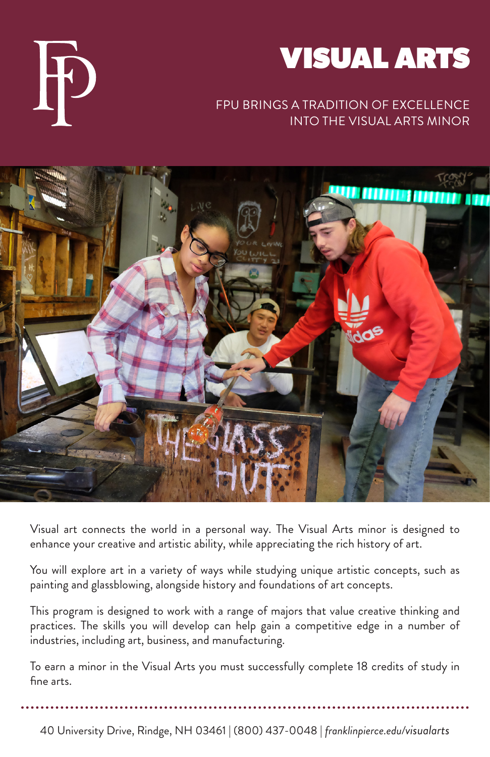# VISUAL ARTS

FPU BRINGS A TRADITION OF EXCELLENCE INTO THE VISUAL ARTS MINOR

Visual art connects the world in a personal way. The Visual Arts minor is designed to enhance your creative and artistic ability, while appreciating the rich history of art.

You will explore art in a variety of ways while studying unique artistic concepts, such as painting and glassblowing, alongside history and foundations of art concepts.

This program is designed to work with a range of majors that value creative thinking and practices. The skills you will develop can help gain a competitive edge in a number of industries, including art, business, and manufacturing.

To earn a minor in the Visual Arts you must successfully complete 18 credits of study in fine arts.

40 University Drive, Rindge, NH 03461 | (800) 437-0048 | *franklinpierce.edu/visualarts*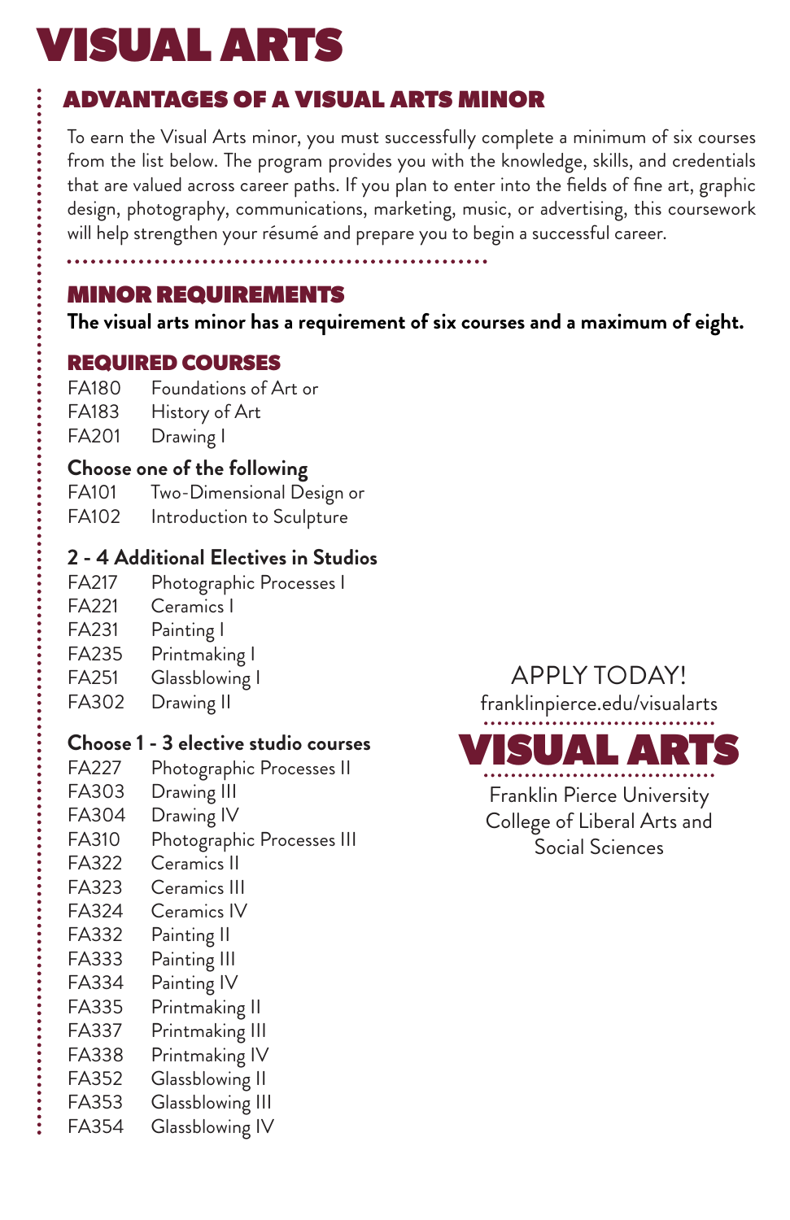# VISUAL ARTS

## ADVANTAGES OF A VISUAL ARTS MINOR

To earn the Visual Arts minor, you must successfully complete a minimum of six courses from the list below. The program provides you with the knowledge, skills, and credentials that are valued across career paths. If you plan to enter into the fields of fine art, graphic design, photography, communications, marketing, music, or advertising, this coursework will help strengthen your résumé and prepare you to begin a successful career.

## MINOR REQUIREMENTS

**The visual arts minor has a requirement of six courses and a maximum of eight.**

### REQUIRED COURSES

FA180 Foundations of Art or
FA183 History of Art
FA201 Drawing I

**Choose one of the following**

FA101 Two-Dimensional Design or
FA102 Introduction to Sculpture

**2 - 4 Additional Electives in Studios**

FA217 Photographic Processes I
FA221 Ceramics I
FA231 Painting I
FA235 Printmaking I
FA251 Glassblowing I
FA302 Drawing II

**Choose 1 - 3 elective studio courses**

FA227 Photographic Processes II
FA303 Drawing III
FA304 Drawing IV
FA310 Photographic Processes III
FA322 Ceramics II
FA323 Ceramics III
FA324 Ceramics IV
FA332 Painting II
FA333 Painting III
FA334 Painting IV
FA335 Printmaking II
FA337 Printmaking III
FA338 Printmaking IV
FA352 Glassblowing II
FA353 Glassblowing III
FA354 Glassblowing IV

APPLY TODAY!
franklinpierce.edu/visualarts

# VISUAL ARTS

Franklin Pierce University
College of Liberal Arts and Social Sciences